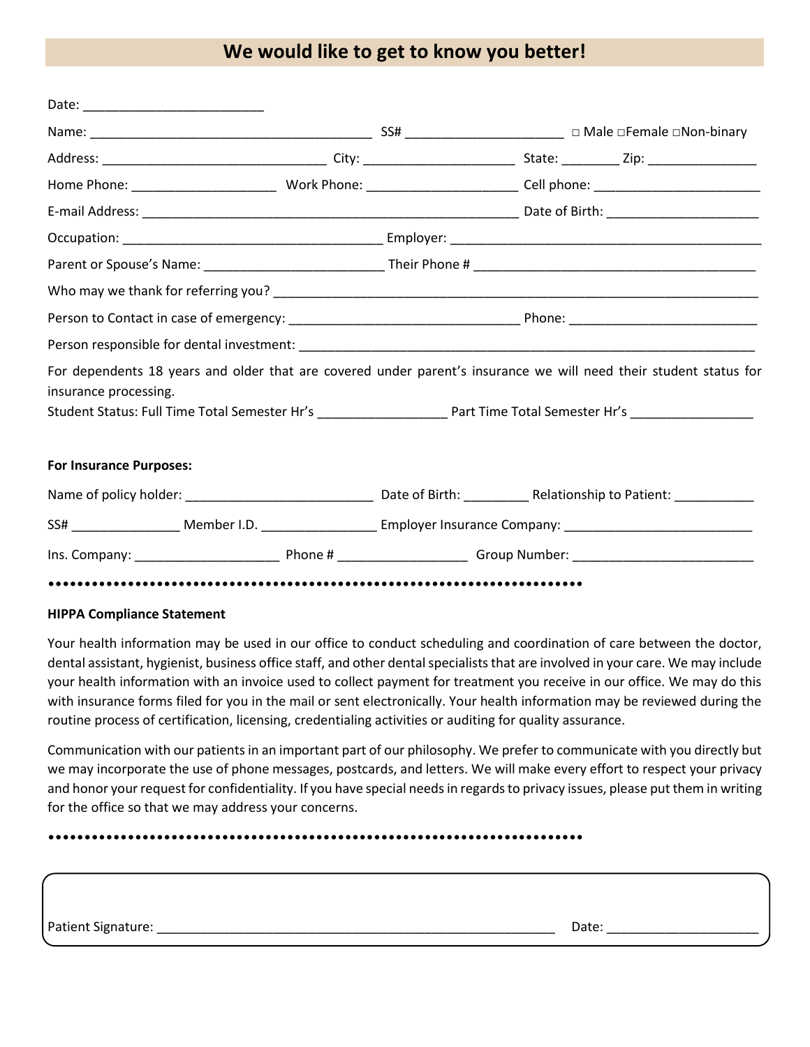# We would like to get to know you better!

Date: ________________________

Name: ______________________________________ SS# _____________________ □ Male □Female □Non-binary

Address: ______________________________ City: ____________________ State: ________ Zip: ______________

Home Phone: ___________________ Work Phone: ____________________ Cell phone: ______________________

E-mail Address: ___________________________________________________ Date of Birth: ____________________

Occupation: ___________________________________ Employer: __________________________________________

Parent or Spouse's Name: ________________________ Their Phone # _____________________________________

Who may we thank for referring you? _____________________________________________________________

Person to Contact in case of emergency: ______________________________ Phone: ________________________

Person responsible for dental investment: ______________________________________________________________

For dependents 18 years and older that are covered under parent's insurance we will need their student status for insurance processing.

Student Status: Full Time Total Semester Hr's _________________ Part Time Total Semester Hr's ________________

**For Insurance Purposes:**

Name of policy holder: _________________________ Date of Birth: _________ Relationship to Patient: ___________

SS# _______________ Member I.D. ________________ Employer Insurance Company: _________________________

Ins. Company: ___________________ Phone # _________________ Group Number: ________________________

•••••••••••••••••••••••••••••••••••••••••••••••••••••••••••••••••••••••••

**HIPPA Compliance Statement**

Your health information may be used in our office to conduct scheduling and coordination of care between the doctor, dental assistant, hygienist, business office staff, and other dental specialists that are involved in your care. We may include your health information with an invoice used to collect payment for treatment you receive in our office. We may do this with insurance forms filed for you in the mail or sent electronically. Your health information may be reviewed during the routine process of certification, licensing, credentialing activities or auditing for quality assurance.

Communication with our patients in an important part of our philosophy. We prefer to communicate with you directly but we may incorporate the use of phone messages, postcards, and letters. We will make every effort to respect your privacy and honor your request for confidentiality. If you have special needs in regards to privacy issues, please put them in writing for the office so that we may address your concerns.

•••••••••••••••••••••••••••••••••••••••••••••••••••••••••••••••••••••••••

Patient Signature: ______________________________________________________ Date: ____________________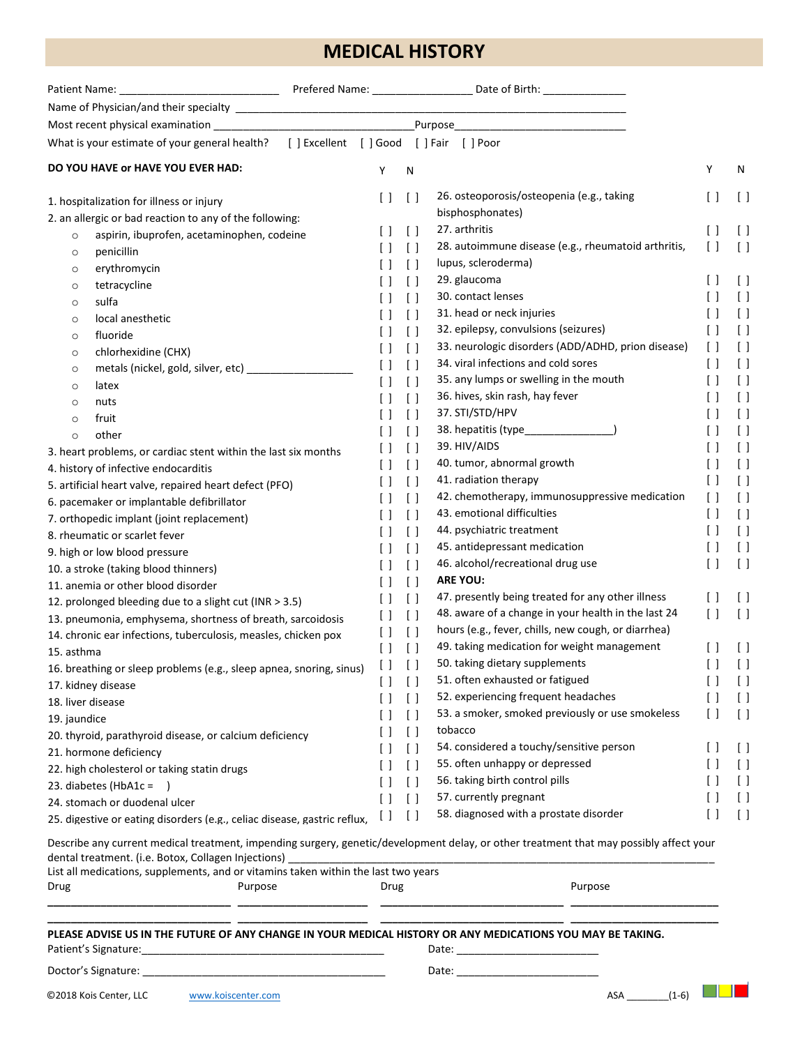# MEDICAL HISTORY

Patient Name: ___________________________ Prefered Name: _________________ Date of Birth: ______________

Name of Physician/and their specialty ______________________________________________________________________

Most recent physical examination _________________________________Purpose_____________________________

What is your estimate of your general health? [ ] Excellent [ ] Good [ ] Fair [ ] Poor

| DO YOU HAVE or HAVE YOU EVER HAD: | Y | N |
|---|---|---|
| 1. hospitalization for illness or injury | [ ] | [ ] |
| 2. an allergic or bad reaction to any of the following: | | |
| ○ aspirin, ibuprofen, acetaminophen, codeine | [ ] | [ ] |
| ○ penicillin | [ ] | [ ] |
| ○ erythromycin | [ ] | [ ] |
| ○ tetracycline | [ ] | [ ] |
| ○ sulfa | [ ] | [ ] |
| ○ local anesthetic | [ ] | [ ] |
| ○ fluoride | [ ] | [ ] |
| ○ chlorhexidine (CHX) | [ ] | [ ] |
| ○ metals (nickel, gold, silver, etc) __________________ | [ ] | [ ] |
| ○ latex | [ ] | [ ] |
| ○ nuts | [ ] | [ ] |
| ○ fruit | [ ] | [ ] |
| ○ other | [ ] | [ ] |
| 3. heart problems, or cardiac stent within the last six months | [ ] | [ ] |
| 4. history of infective endocarditis | [ ] | [ ] |
| 5. artificial heart valve, repaired heart defect (PFO) | [ ] | [ ] |
| 6. pacemaker or implantable defibrillator | [ ] | [ ] |
| 7. orthopedic implant (joint replacement) | [ ] | [ ] |
| 8. rheumatic or scarlet fever | [ ] | [ ] |
| 9. high or low blood pressure | [ ] | [ ] |
| 10. a stroke (taking blood thinners) | [ ] | [ ] |
| 11. anemia or other blood disorder | [ ] | [ ] |
| 12. prolonged bleeding due to a slight cut (INR > 3.5) | [ ] | [ ] |
| 13. pneumonia, emphysema, shortness of breath, sarcoidosis | [ ] | [ ] |
| 14. chronic ear infections, tuberculosis, measles, chicken pox | [ ] | [ ] |
| 15. asthma | [ ] | [ ] |
| 16. breathing or sleep problems (e.g., sleep apnea, snoring, sinus) | [ ] | [ ] |
| 17. kidney disease | [ ] | [ ] |
| 18. liver disease | [ ] | [ ] |
| 19. jaundice | [ ] | [ ] |
| 20. thyroid, parathyroid disease, or calcium deficiency | [ ] | [ ] |
| 21. hormone deficiency | [ ] | [ ] |
| 22. high cholesterol or taking statin drugs | [ ] | [ ] |
| 23. diabetes (HbA1c = ) | [ ] | [ ] |
| 24. stomach or duodenal ulcer | [ ] | [ ] |
| 25. digestive or eating disorders (e.g., celiac disease, gastric reflux, | [ ] | [ ] |
| 26. osteoporosis/osteopenia (e.g., taking bisphosphonates) | [ ] | [ ] |
| 27. arthritis | [ ] | [ ] |
| 28. autoimmune disease (e.g., rheumatoid arthritis, lupus, scleroderma) | [ ] | [ ] |
| 29. glaucoma | [ ] | [ ] |
| 30. contact lenses | [ ] | [ ] |
| 31. head or neck injuries | [ ] | [ ] |
| 32. epilepsy, convulsions (seizures) | [ ] | [ ] |
| 33. neurologic disorders (ADD/ADHD, prion disease) | [ ] | [ ] |
| 34. viral infections and cold sores | [ ] | [ ] |
| 35. any lumps or swelling in the mouth | [ ] | [ ] |
| 36. hives, skin rash, hay fever | [ ] | [ ] |
| 37. STI/STD/HPV | [ ] | [ ] |
| 38. hepatitis (type_______________) | [ ] | [ ] |
| 39. HIV/AIDS | [ ] | [ ] |
| 40. tumor, abnormal growth | [ ] | [ ] |
| 41. radiation therapy | [ ] | [ ] |
| 42. chemotherapy, immunosuppressive medication | [ ] | [ ] |
| 43. emotional difficulties | [ ] | [ ] |
| 44. psychiatric treatment | [ ] | [ ] |
| 45. antidepressant medication | [ ] | [ ] |
| 46. alcohol/recreational drug use | [ ] | [ ] |
| **ARE YOU:** | | |
| 47. presently being treated for any other illness | [ ] | [ ] |
| 48. aware of a change in your health in the last 24 hours (e.g., fever, chills, new cough, or diarrhea) | [ ] | [ ] |
| 49. taking medication for weight management | [ ] | [ ] |
| 50. taking dietary supplements | [ ] | [ ] |
| 51. often exhausted or fatigued | [ ] | [ ] |
| 52. experiencing frequent headaches | [ ] | [ ] |
| 53. a smoker, smoked previously or use smokeless tobacco | [ ] | [ ] |
| 54. considered a touchy/sensitive person | [ ] | [ ] |
| 55. often unhappy or depressed | [ ] | [ ] |
| 56. taking birth control pills | [ ] | [ ] |
| 57. currently pregnant | [ ] | [ ] |
| 58. diagnosed with a prostate disorder | [ ] | [ ] |

Describe any current medical treatment, impending surgery, genetic/development delay, or other treatment that may possibly affect your dental treatment. (i.e. Botox, Collagen Injections) ____________________________________________________________________________

List all medications, supplements, and or vitamins taken within the last two years

| Drug | Purpose | Drug | Purpose |
|---|---|---|---|
| _______________ | _______________ | _______________ | _______________ |
| _______________ | _______________ | _______________ | _______________ |

**PLEASE ADVISE US IN THE FUTURE OF ANY CHANGE IN YOUR MEDICAL HISTORY OR ANY MEDICATIONS YOU MAY BE TAKING.**

Patient's Signature:_________________________________________ Date: _________________________

Doctor's Signature: _________________________________________ Date: _________________________

©2018 Kois Center, LLC www.koiscenter.com ASA ________(1-6)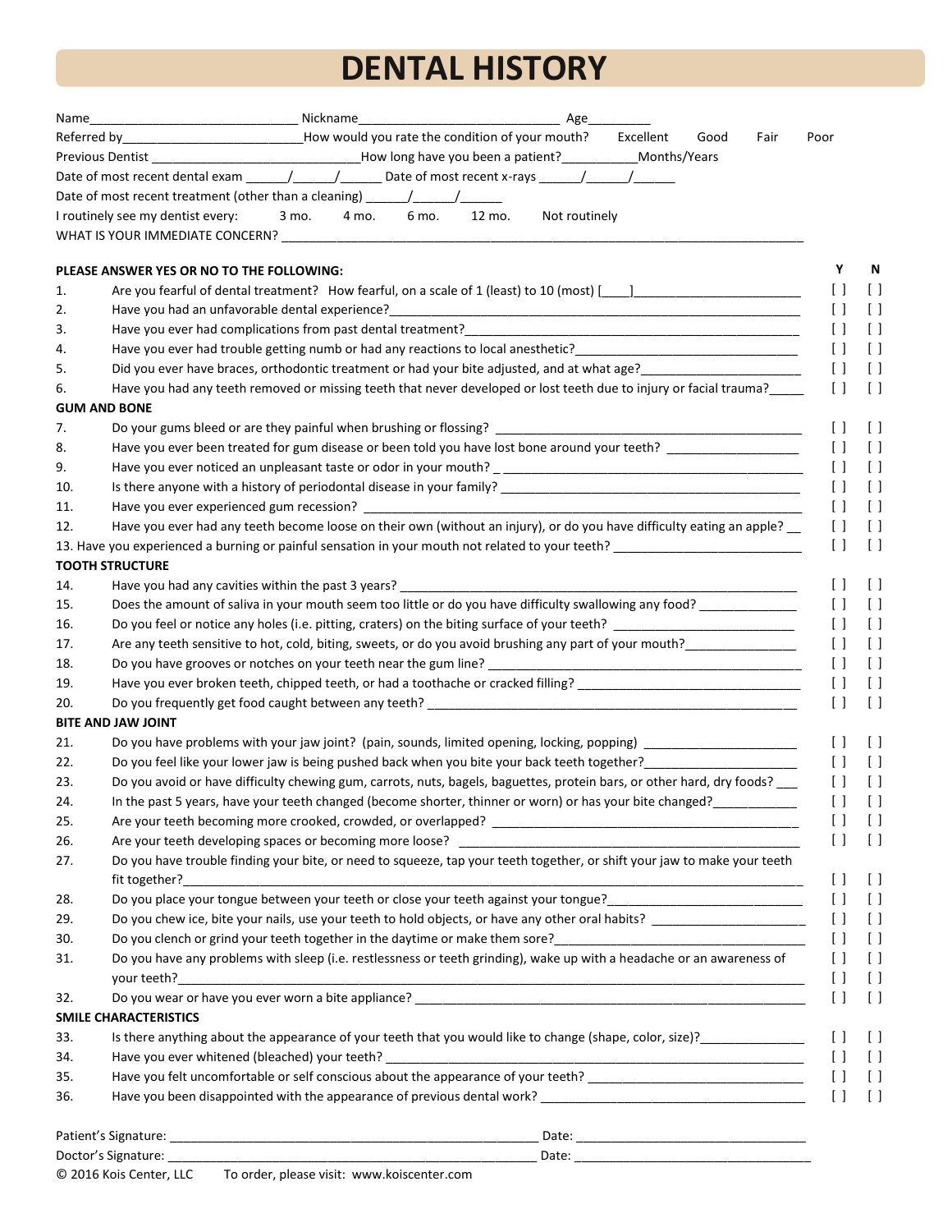# DENTAL HISTORY

Name______________________________ Nickname_____________________________ Age_________

Referred by__________________________How would you rate the condition of your mouth? Excellent Good Fair Poor

Previous Dentist ______________________________How long have you been a patient?__________Months/Years

Date of most recent dental exam ______/______/______ Date of most recent x-rays ______/______/______

Date of most recent treatment (other than a cleaning) ______/______/______

I routinely see my dentist every: 3 mo. 4 mo. 6 mo. 12 mo. Not routinely

WHAT IS YOUR IMMEDIATE CONCERN? _______________________________________________________________________________

| PLEASE ANSWER YES OR NO TO THE FOLLOWING: | | Y | N |
|---|---|---|---|
| 1. | Are you fearful of dental treatment? How fearful, on a scale of 1 (least) to 10 (most) [____]________________________ | [ ] | [ ] |
| 2. | Have you had an unfavorable dental experience?____________________________________________________ | [ ] | [ ] |
| 3. | Have you ever had complications from past dental treatment?______________________________________________ | [ ] | [ ] |
| 4. | Have you ever had trouble getting numb or had any reactions to local anesthetic?______________________________ | [ ] | [ ] |
| 5. | Did you ever have braces, orthodontic treatment or had your bite adjusted, and at what age?_______________________ | [ ] | [ ] |
| 6. | Have you had any teeth removed or missing teeth that never developed or lost teeth due to injury or facial trauma?_____ | [ ] | [ ] |
| **GUM AND BONE** | | | |
| 7. | Do your gums bleed or are they painful when brushing or flossing? ______________________________________________ | [ ] | [ ] |
| 8. | Have you ever been treated for gum disease or been told you have lost bone around your teeth? __________________ | [ ] | [ ] |
| 9. | Have you ever noticed an unpleasant taste or odor in your mouth? _ ____________________________________________ | [ ] | [ ] |
| 10. | Is there anyone with a history of periodontal disease in your family? ____________________________________________ | [ ] | [ ] |
| 11. | Have you ever experienced gum recession? ____________________________________________________________ | [ ] | [ ] |
| 12. | Have you ever had any teeth become loose on their own (without an injury), or do you have difficulty eating an apple? __ | [ ] | [ ] |
| 13. | Have you experienced a burning or painful sensation in your mouth not related to your teeth? __________________________ | [ ] | [ ] |
| **TOOTH STRUCTURE** | | | |
| 14. | Have you had any cavities within the past 3 years? ____________________________________________________________ | [ ] | [ ] |
| 15. | Does the amount of saliva in your mouth seem too little or do you have difficulty swallowing any food? ______________ | [ ] | [ ] |
| 16. | Do you feel or notice any holes (i.e. pitting, craters) on the biting surface of your teeth? __________________________ | [ ] | [ ] |
| 17. | Are any teeth sensitive to hot, cold, biting, sweets, or do you avoid brushing any part of your mouth?_______________ | [ ] | [ ] |
| 18. | Do you have grooves or notches on your teeth near the gum line? _____________________________________________ | [ ] | [ ] |
| 19. | Have you ever broken teeth, chipped teeth, or had a toothache or cracked filling? ________________________________ | [ ] | [ ] |
| 20. | Do you frequently get food caught between any teeth? ____________________________________________________ | [ ] | [ ] |
| **BITE AND JAW JOINT** | | | |
| 21. | Do you have problems with your jaw joint? (pain, sounds, limited opening, locking, popping) _____________________ | [ ] | [ ] |
| 22. | Do you feel like your lower jaw is being pushed back when you bite your back teeth together?_____________________ | [ ] | [ ] |
| 23. | Do you avoid or have difficulty chewing gum, carrots, nuts, bagels, baguettes, protein bars, or other hard, dry foods? ___ | [ ] | [ ] |
| 24. | In the past 5 years, have your teeth changed (become shorter, thinner or worn) or has your bite changed?___________ | [ ] | [ ] |
| 25. | Are your teeth becoming more crooked, crowded, or overlapped? ___________________________________________ | [ ] | [ ] |
| 26. | Are your teeth developing spaces or becoming more loose? _______________________________________________ | [ ] | [ ] |
| 27. | Do you have trouble finding your bite, or need to squeeze, tap your teeth together, or shift your jaw to make your teeth fit together?______________________________________________________________________________ | [ ] | [ ] |
| 28. | Do you place your tongue between your teeth or close your teeth against your tongue?___________________________ | [ ] | [ ] |
| 29. | Do you chew ice, bite your nails, use your teeth to hold objects, or have any other oral habits? ______________________ | [ ] | [ ] |
| 30. | Do you clench or grind your teeth together in the daytime or make them sore?__________________________________ | [ ] | [ ] |
| 31. | Do you have any problems with sleep (i.e. restlessness or teeth grinding), wake up with a headache or an awareness of your teeth?__________________________________________________________________________________ | [ ] [ ] | [ ] [ ] |
| 32. | Do you wear or have you ever worn a bite appliance? ______________________________________________________ | [ ] | [ ] |
| **SMILE CHARACTERISTICS** | | | |
| 33. | Is there anything about the appearance of your teeth that you would like to change (shape, color, size)?______________ | [ ] | [ ] |
| 34. | Have you ever whitened (bleached) your teeth? __________________________________________________________ | [ ] | [ ] |
| 35. | Have you felt uncomfortable or self conscious about the appearance of your teeth? _____________________________ | [ ] | [ ] |
| 36. | Have you been disappointed with the appearance of previous dental work? ____________________________________ | [ ] | [ ] |

Patient's Signature: ____________________________________________________ Date: _________________________________

Doctor's Signature: ____________________________________________________ Date: __________________________________

© 2016 Kois Center, LLC To order, please visit: www.koiscenter.com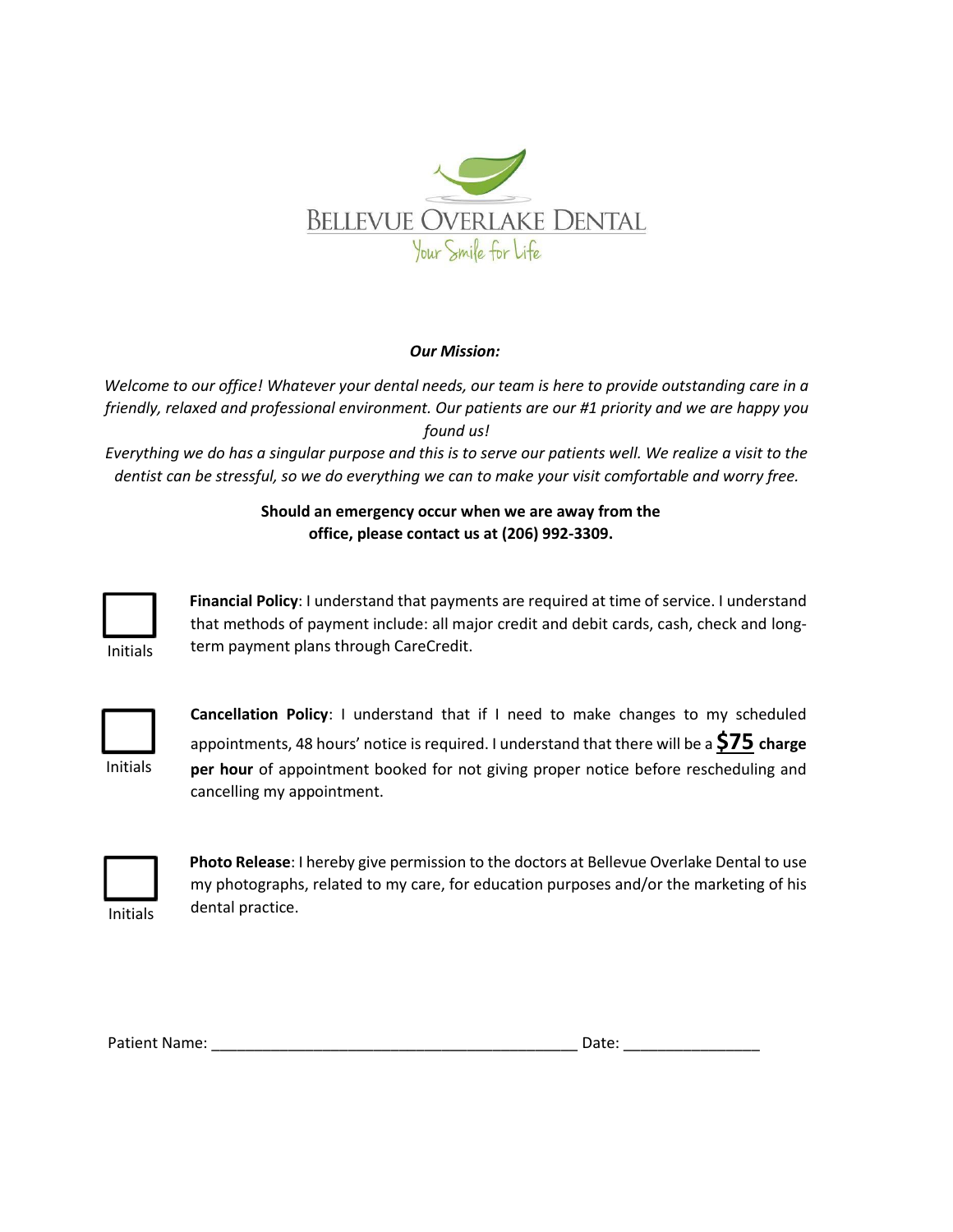BELLEVUE OVERLAKE DENTAL

Your Smile for Life

***Our Mission:***

*Welcome to our office! Whatever your dental needs, our team is here to provide outstanding care in a friendly, relaxed and professional environment. Our patients are our #1 priority and we are happy you found us!*

*Everything we do has a singular purpose and this is to serve our patients well. We realize a visit to the dentist can be stressful, so we do everything we can to make your visit comfortable and worry free.*

**Should an emergency occur when we are away from the office, please contact us at (206) 992-3309.**

☐ Initials

**Financial Policy**: I understand that payments are required at time of service. I understand that methods of payment include: all major credit and debit cards, cash, check and long-term payment plans through CareCredit.

☐ Initials

**Cancellation Policy**: I understand that if I need to make changes to my scheduled appointments, 48 hours' notice is required. I understand that there will be a **$75 charge per hour** of appointment booked for not giving proper notice before rescheduling and cancelling my appointment.

☐ Initials

**Photo Release**: I hereby give permission to the doctors at Bellevue Overlake Dental to use my photographs, related to my care, for education purposes and/or the marketing of his dental practice.

Patient Name: ___________________________________________ Date: ________________